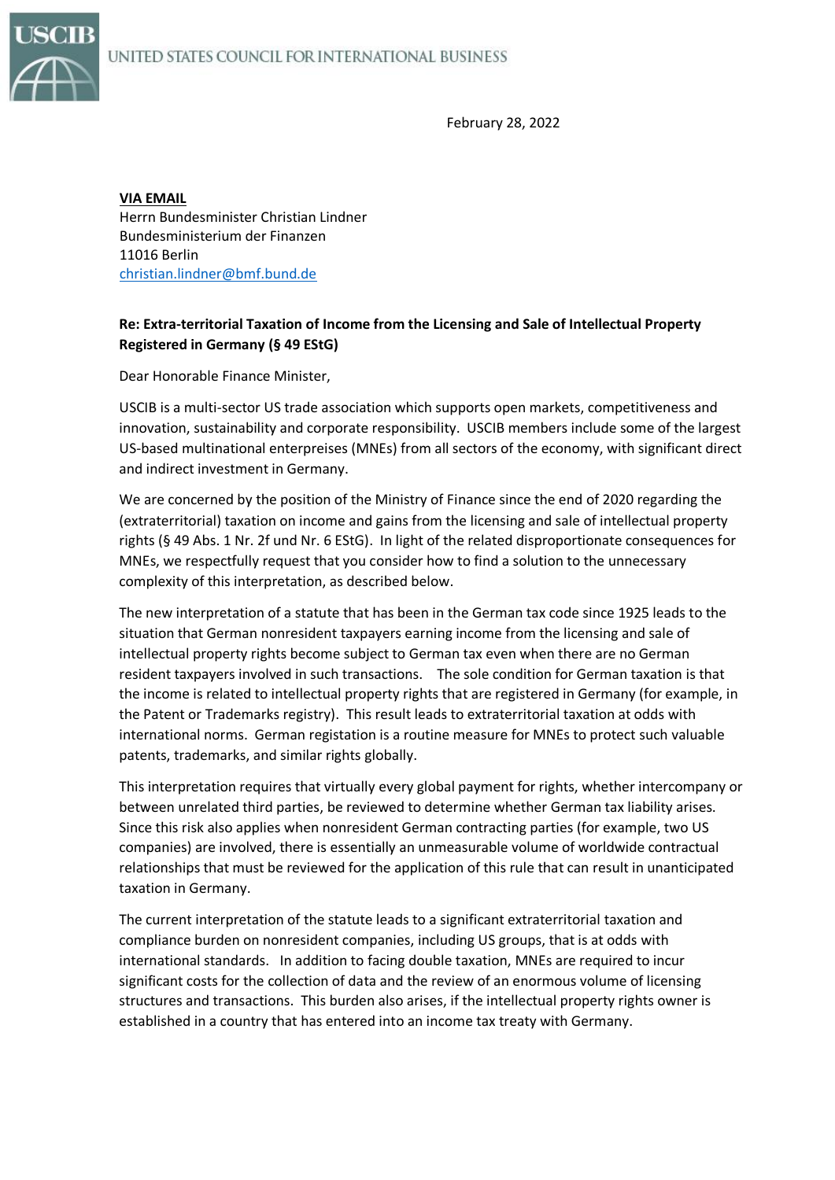USCIB

UNITED STATES COUNCIL FOR INTERNATIONAL BUSINESS

February 28, 2022

**VIA EMAIL**
Herrn Bundesminister Christian Lindner
Bundesministerium der Finanzen
11016 Berlin
christian.lindner@bmf.bund.de

**Re: Extra-territorial Taxation of Income from the Licensing and Sale of Intellectual Property Registered in Germany (§ 49 EStG)**

Dear Honorable Finance Minister,

USCIB is a multi-sector US trade association which supports open markets, competitiveness and innovation, sustainability and corporate responsibility. USCIB members include some of the largest US-based multinational enterpreises (MNEs) from all sectors of the economy, with significant direct and indirect investment in Germany.

We are concerned by the position of the Ministry of Finance since the end of 2020 regarding the (extraterritorial) taxation on income and gains from the licensing and sale of intellectual property rights (§ 49 Abs. 1 Nr. 2f und Nr. 6 EStG). In light of the related disproportionate consequences for MNEs, we respectfully request that you consider how to find a solution to the unnecessary complexity of this interpretation, as described below.

The new interpretation of a statute that has been in the German tax code since 1925 leads to the situation that German nonresident taxpayers earning income from the licensing and sale of intellectual property rights become subject to German tax even when there are no German resident taxpayers involved in such transactions. The sole condition for German taxation is that the income is related to intellectual property rights that are registered in Germany (for example, in the Patent or Trademarks registry). This result leads to extraterritorial taxation at odds with international norms. German registation is a routine measure for MNEs to protect such valuable patents, trademarks, and similar rights globally.

This interpretation requires that virtually every global payment for rights, whether intercompany or between unrelated third parties, be reviewed to determine whether German tax liability arises. Since this risk also applies when nonresident German contracting parties (for example, two US companies) are involved, there is essentially an unmeasurable volume of worldwide contractual relationships that must be reviewed for the application of this rule that can result in unanticipated taxation in Germany.

The current interpretation of the statute leads to a significant extraterritorial taxation and compliance burden on nonresident companies, including US groups, that is at odds with international standards. In addition to facing double taxation, MNEs are required to incur significant costs for the collection of data and the review of an enormous volume of licensing structures and transactions. This burden also arises, if the intellectual property rights owner is established in a country that has entered into an income tax treaty with Germany.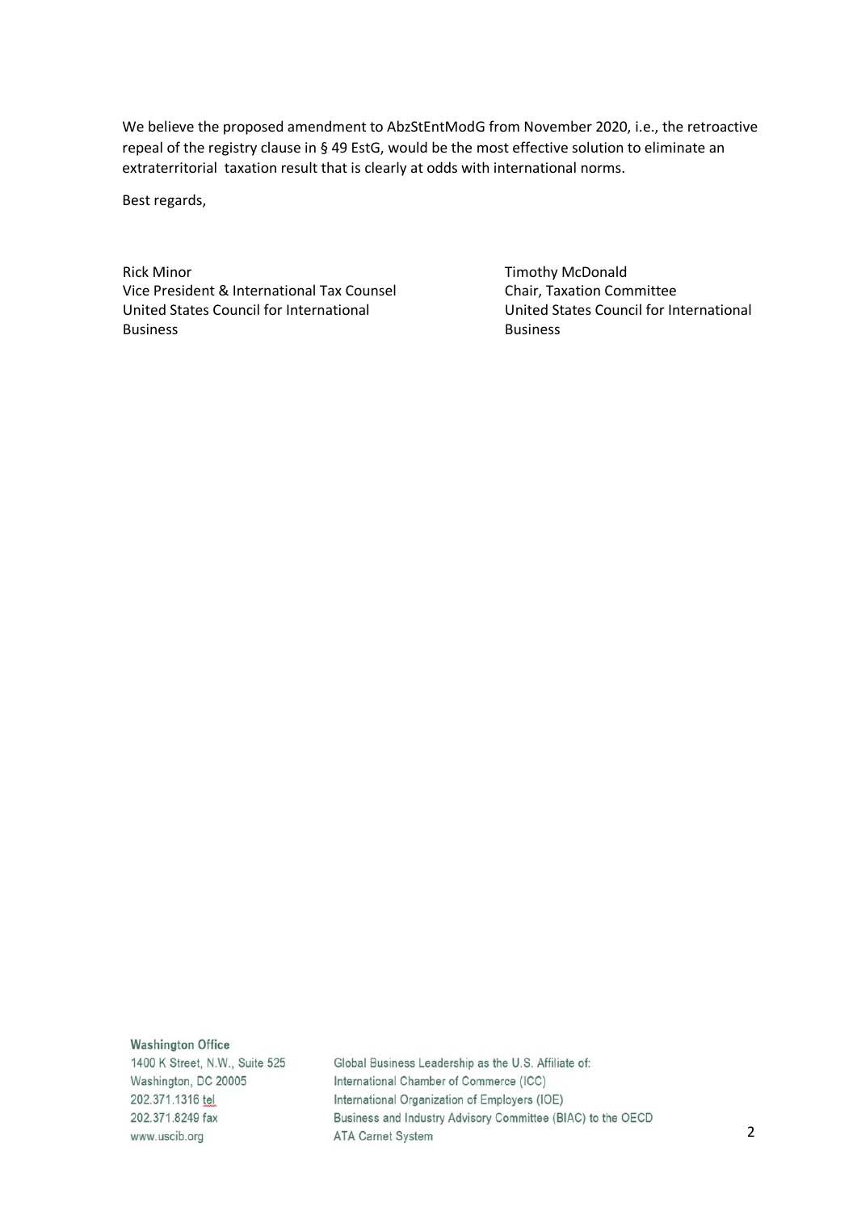We believe the proposed amendment to AbzStEntModG from November 2020, i.e., the retroactive repeal of the registry clause in § 49 EstG, would be the most effective solution to eliminate an extraterritorial taxation result that is clearly at odds with international norms.

Best regards,

Rick Minor
Vice President & International Tax Counsel
United States Council for International Business

Timothy McDonald
Chair, Taxation Committee
United States Council for International Business

**Washington Office**
1400 K Street, N.W., Suite 525
Washington, DC 20005
202.371.1316 tel
202.371.8249 fax
www.uscib.org

Global Business Leadership as the U.S. Affiliate of:
International Chamber of Commerce (ICC)
International Organization of Employers (IOE)
Business and Industry Advisory Committee (BIAC) to the OECD
ATA Carnet System